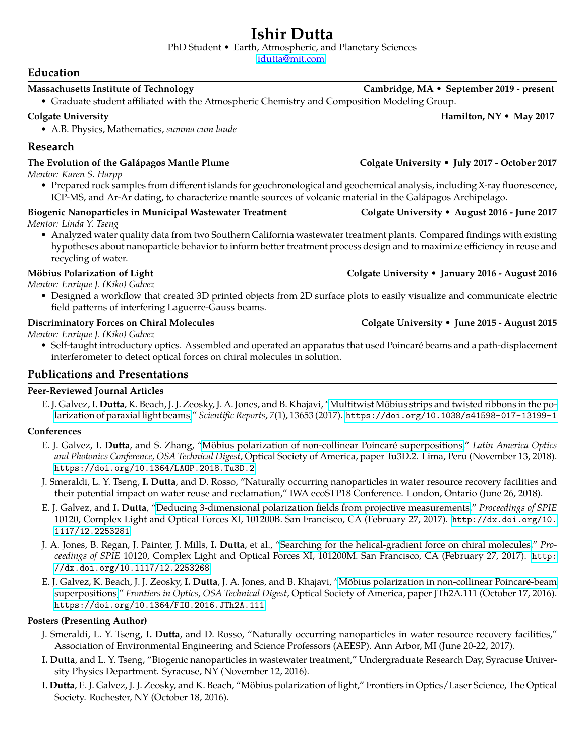# Ishir Dutta

PhD Student • Earth, Atmospheric, and Planetary Sciences

idutta@mit.com

## Education

**Massachusetts Institute of Technology** — **Cambridge, MA • September 2019 - present**

- Graduate student affiliated with the Atmospheric Chemistry and Composition Modeling Group.

**Colgate University** — **Hamilton, NY • May 2017**

- A.B. Physics, Mathematics, *summa cum laude*

## Research

**The Evolution of the Galápagos Mantle Plume** — **Colgate University • July 2017 - October 2017**

*Mentor: Karen S. Harpp*

- Prepared rock samples from different islands for geochronological and geochemical analysis, including X-ray fluorescence, ICP-MS, and Ar-Ar dating, to characterize mantle sources of volcanic material in the Galápagos Archipelago.

**Biogenic Nanoparticles in Municipal Wastewater Treatment** — **Colgate University • August 2016 - June 2017**

*Mentor: Linda Y. Tseng*

- Analyzed water quality data from two Southern California wastewater treatment plants. Compared findings with existing hypotheses about nanoparticle behavior to inform better treatment process design and to maximize efficiency in reuse and recycling of water.

**Möbius Polarization of Light** — **Colgate University • January 2016 - August 2016**

*Mentor: Enrique J. (Kiko) Galvez*

- Designed a workflow that created 3D printed objects from 2D surface plots to easily visualize and communicate electric field patterns of interfering Laguerre-Gauss beams.

**Discriminatory Forces on Chiral Molecules** — **Colgate University • June 2015 - August 2015**

*Mentor: Enrique J. (Kiko) Galvez*

- Self-taught introductory optics. Assembled and operated an apparatus that used Poincaré beams and a path-displacement interferometer to detect optical forces on chiral molecules in solution.

## Publications and Presentations

### Peer-Reviewed Journal Articles

E. J. Galvez, **I. Dutta**, K. Beach, J. J. Zeosky, J. A. Jones, and B. Khajavi, "Multitwist Möbius strips and twisted ribbons in the polarization of paraxial light beams," *Scientific Reports*, *7*(1), 13653 (2017). `https://doi.org/10.1038/s41598-017-13199-1`

### Conferences

E. J. Galvez, **I. Dutta**, and S. Zhang, "Möbius polarization of non-collinear Poincaré superpositions," *Latin America Optics and Photonics Conference, OSA Technical Digest*, Optical Society of America, paper Tu3D.2. Lima, Peru (November 13, 2018). `https://doi.org/10.1364/LAOP.2018.Tu3D.2`

J. Smeraldi, L. Y. Tseng, **I. Dutta**, and D. Rosso, "Naturally occurring nanoparticles in water resource recovery facilities and their potential impact on water reuse and reclamation," IWA ecoSTP18 Conference. London, Ontario (June 26, 2018).

E. J. Galvez, and **I. Dutta**, "Deducing 3-dimensional polarization fields from projective measurements," *Proceedings of SPIE* 10120, Complex Light and Optical Forces XI, 101200B. San Francisco, CA (February 27, 2017). `http://dx.doi.org/10.1117/12.2253281`

J. A. Jones, B. Regan, J. Painter, J. Mills, **I. Dutta**, et al., "Searching for the helical-gradient force on chiral molecules," *Proceedings of SPIE* 10120, Complex Light and Optical Forces XI, 101200M. San Francisco, CA (February 27, 2017). `http://dx.doi.org/10.1117/12.2253268`

E. J. Galvez, K. Beach, J. J. Zeosky, **I. Dutta**, J. A. Jones, and B. Khajavi, "Möbius polarization in non-collinear Poincaré-beam superpositions," *Frontiers in Optics, OSA Technical Digest*, Optical Society of America, paper JTh2A.111 (October 17, 2016). `https://doi.org/10.1364/FIO.2016.JTh2A.111`

### Posters (Presenting Author)

J. Smeraldi, L. Y. Tseng, **I. Dutta**, and D. Rosso, "Naturally occurring nanoparticles in water resource recovery facilities," Association of Environmental Engineering and Science Professors (AEESP). Ann Arbor, MI (June 20-22, 2017).

**I. Dutta**, and L. Y. Tseng, "Biogenic nanoparticles in wastewater treatment," Undergraduate Research Day, Syracuse University Physics Department. Syracuse, NY (November 12, 2016).

**I. Dutta**, E. J. Galvez, J. J. Zeosky, and K. Beach, "Möbius polarization of light," Frontiers in Optics/Laser Science, The Optical Society. Rochester, NY (October 18, 2016).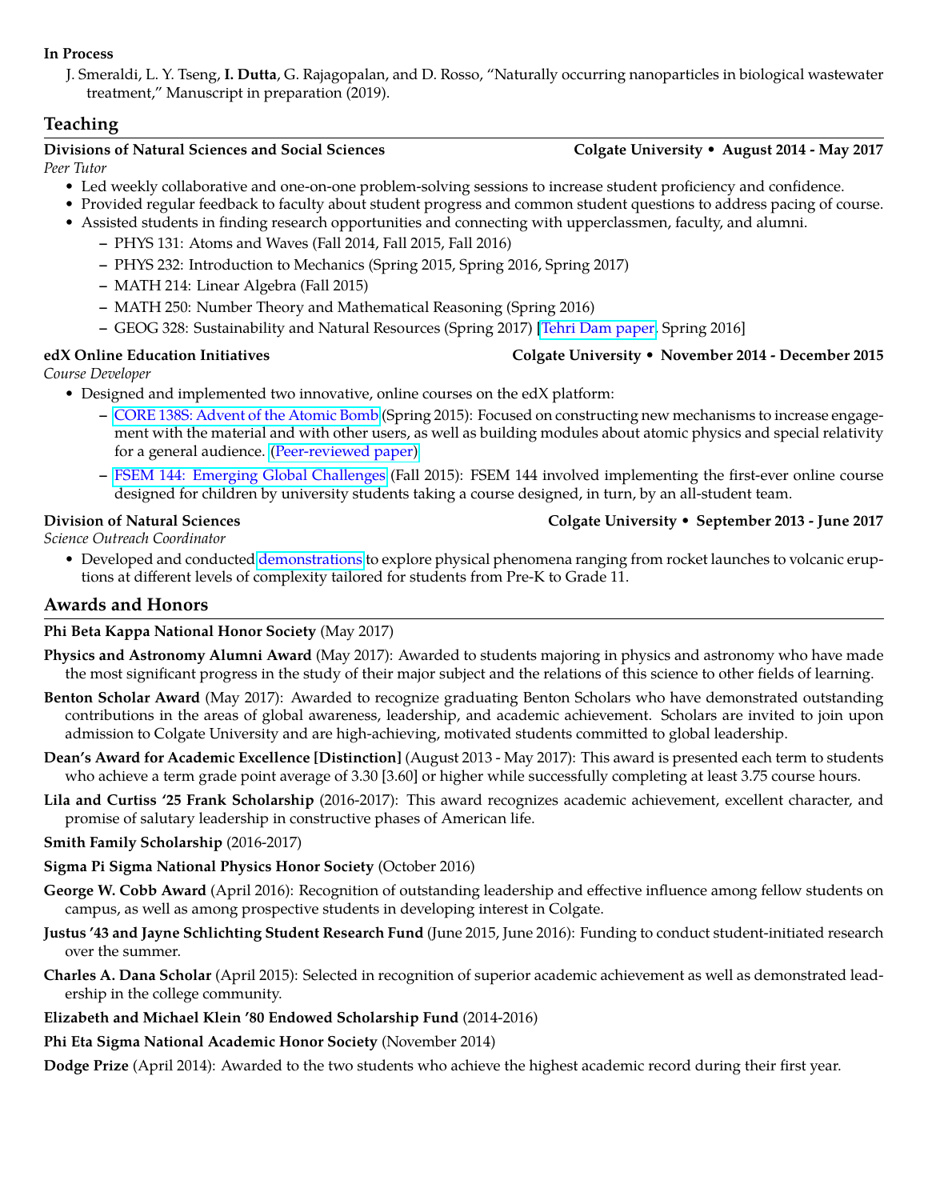**In Process**

J. Smeraldi, L. Y. Tseng, **I. Dutta**, G. Rajagopalan, and D. Rosso, "Naturally occurring nanoparticles in biological wastewater treatment," Manuscript in preparation (2019).

## Teaching

**Divisions of Natural Sciences and Social Sciences** — **Colgate University • August 2014 - May 2017**

*Peer Tutor*

- Led weekly collaborative and one-on-one problem-solving sessions to increase student proficiency and confidence.
- Provided regular feedback to faculty about student progress and common student questions to address pacing of course.
- Assisted students in finding research opportunities and connecting with upperclassmen, faculty, and alumni.
  - PHYS 131: Atoms and Waves (Fall 2014, Fall 2015, Fall 2016)
  - PHYS 232: Introduction to Mechanics (Spring 2015, Spring 2016, Spring 2017)
  - MATH 214: Linear Algebra (Fall 2015)
  - MATH 250: Number Theory and Mathematical Reasoning (Spring 2016)
  - GEOG 328: Sustainability and Natural Resources (Spring 2017) [Tehri Dam paper, Spring 2016]

**edX Online Education Initiatives** — **Colgate University • November 2014 - December 2015**

*Course Developer*

- Designed and implemented two innovative, online courses on the edX platform:
  - CORE 138S: Advent of the Atomic Bomb (Spring 2015): Focused on constructing new mechanisms to increase engagement with the material and with other users, as well as building modules about atomic physics and special relativity for a general audience. (Peer-reviewed paper)
  - FSEM 144: Emerging Global Challenges (Fall 2015): FSEM 144 involved implementing the first-ever online course designed for children by university students taking a course designed, in turn, by an all-student team.

**Division of Natural Sciences** — **Colgate University • September 2013 - June 2017**

*Science Outreach Coordinator*

- Developed and conducted demonstrations to explore physical phenomena ranging from rocket launches to volcanic eruptions at different levels of complexity tailored for students from Pre-K to Grade 11.

## Awards and Honors

**Phi Beta Kappa National Honor Society** (May 2017)

**Physics and Astronomy Alumni Award** (May 2017): Awarded to students majoring in physics and astronomy who have made the most significant progress in the study of their major subject and the relations of this science to other fields of learning.

**Benton Scholar Award** (May 2017): Awarded to recognize graduating Benton Scholars who have demonstrated outstanding contributions in the areas of global awareness, leadership, and academic achievement. Scholars are invited to join upon admission to Colgate University and are high-achieving, motivated students committed to global leadership.

**Dean's Award for Academic Excellence [Distinction]** (August 2013 - May 2017): This award is presented each term to students who achieve a term grade point average of 3.30 [3.60] or higher while successfully completing at least 3.75 course hours.

**Lila and Curtiss '25 Frank Scholarship** (2016-2017): This award recognizes academic achievement, excellent character, and promise of salutary leadership in constructive phases of American life.

**Smith Family Scholarship** (2016-2017)

**Sigma Pi Sigma National Physics Honor Society** (October 2016)

**George W. Cobb Award** (April 2016): Recognition of outstanding leadership and effective influence among fellow students on campus, as well as among prospective students in developing interest in Colgate.

**Justus '43 and Jayne Schlichting Student Research Fund** (June 2015, June 2016): Funding to conduct student-initiated research over the summer.

**Charles A. Dana Scholar** (April 2015): Selected in recognition of superior academic achievement as well as demonstrated leadership in the college community.

**Elizabeth and Michael Klein '80 Endowed Scholarship Fund** (2014-2016)

**Phi Eta Sigma National Academic Honor Society** (November 2014)

**Dodge Prize** (April 2014): Awarded to the two students who achieve the highest academic record during their first year.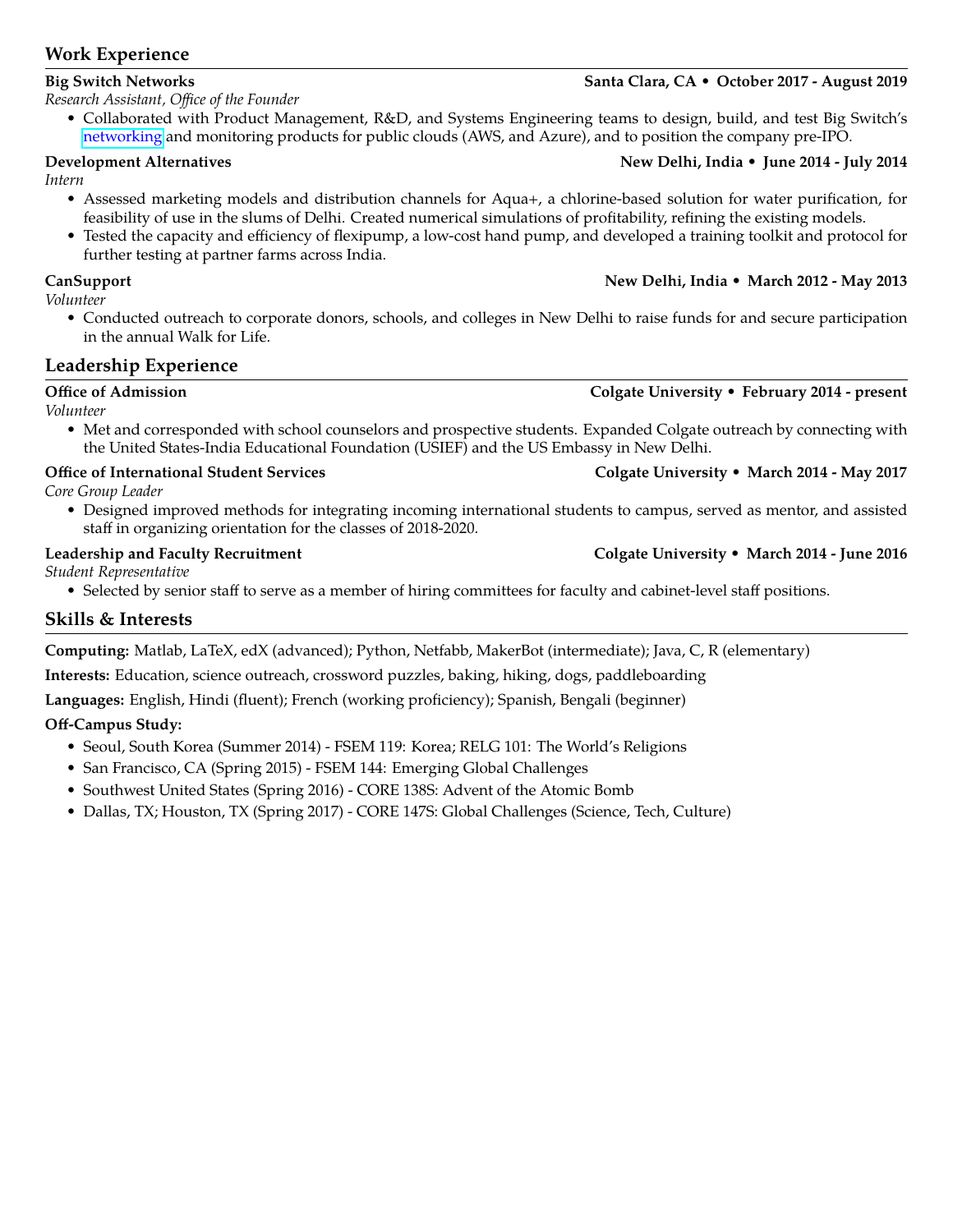## Work Experience

**Big Switch Networks** **Santa Clara, CA • October 2017 - August 2019**
*Research Assistant, Office of the Founder*

- Collaborated with Product Management, R&D, and Systems Engineering teams to design, build, and test Big Switch's networking and monitoring products for public clouds (AWS, and Azure), and to position the company pre-IPO.

**Development Alternatives** **New Delhi, India • June 2014 - July 2014**
*Intern*

- Assessed marketing models and distribution channels for Aqua+, a chlorine-based solution for water purification, for feasibility of use in the slums of Delhi. Created numerical simulations of profitability, refining the existing models.
- Tested the capacity and efficiency of flexipump, a low-cost hand pump, and developed a training toolkit and protocol for further testing at partner farms across India.

**CanSupport** **New Delhi, India • March 2012 - May 2013**
*Volunteer*

- Conducted outreach to corporate donors, schools, and colleges in New Delhi to raise funds for and secure participation in the annual Walk for Life.

## Leadership Experience

**Office of Admission** **Colgate University • February 2014 - present**
*Volunteer*

- Met and corresponded with school counselors and prospective students. Expanded Colgate outreach by connecting with the United States-India Educational Foundation (USIEF) and the US Embassy in New Delhi.

**Office of International Student Services** **Colgate University • March 2014 - May 2017**
*Core Group Leader*

- Designed improved methods for integrating incoming international students to campus, served as mentor, and assisted staff in organizing orientation for the classes of 2018-2020.

**Leadership and Faculty Recruitment** **Colgate University • March 2014 - June 2016**
*Student Representative*

- Selected by senior staff to serve as a member of hiring committees for faculty and cabinet-level staff positions.

## Skills & Interests

**Computing:** Matlab, LaTeX, edX (advanced); Python, Netfabb, MakerBot (intermediate); Java, C, R (elementary)

**Interests:** Education, science outreach, crossword puzzles, baking, hiking, dogs, paddleboarding

**Languages:** English, Hindi (fluent); French (working proficiency); Spanish, Bengali (beginner)

**Off-Campus Study:**

- Seoul, South Korea (Summer 2014) - FSEM 119: Korea; RELG 101: The World's Religions
- San Francisco, CA (Spring 2015) - FSEM 144: Emerging Global Challenges
- Southwest United States (Spring 2016) - CORE 138S: Advent of the Atomic Bomb
- Dallas, TX; Houston, TX (Spring 2017) - CORE 147S: Global Challenges (Science, Tech, Culture)